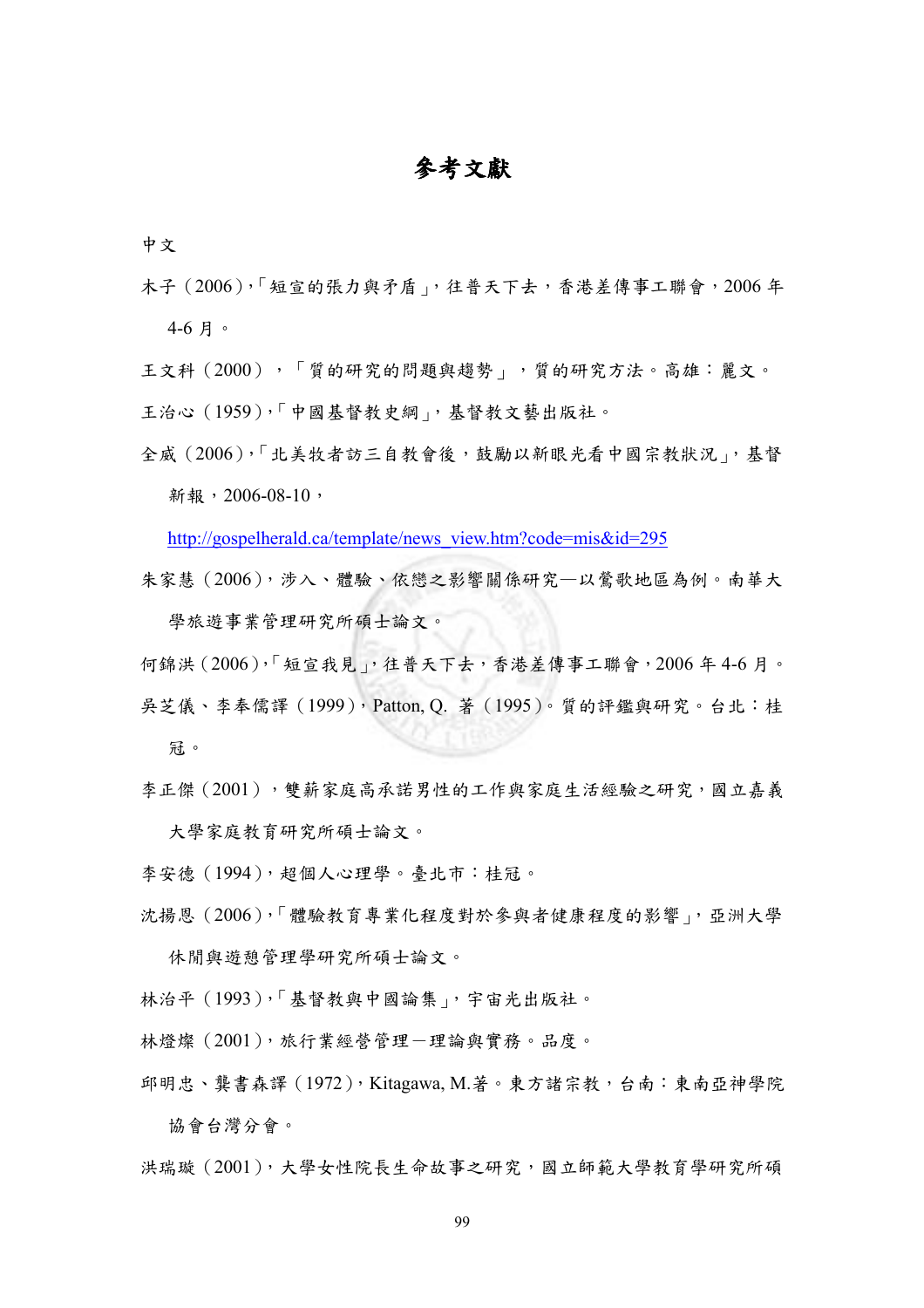# 參考文獻

中文

木子（2006），「短宣的張力與矛盾」，往普天下去，香港差傳事工聯會，2006 年 4-6 月。

王文科（2000），「質的研究的問題與趨勢」，質的研究方法。高雄：麗文。

王治心（1959），「中國基督教史綱」，基督教文藝出版社。

全威（2006），「北美牧者訪三自教會後，鼓勵以新眼光看中國宗教狀況」，基督新報，2006-08-10，

http://gospelherald.ca/template/news_view.htm?code=mis&id=295

朱家慧（2006），涉入、體驗、依戀之影響關係研究—以鶯歌地區為例。南華大學旅遊事業管理研究所碩士論文。

何錦洪（2006），「短宣我見」，往普天下去，香港差傳事工聯會，2006 年 4-6 月。

吳芝儀、李奉儒譯（1999），Patton, Q. 著（1995）。質的評鑑與研究。台北：桂冠。

李正傑（2001），雙薪家庭高承諾男性的工作與家庭生活經驗之研究，國立嘉義大學家庭教育研究所碩士論文。

李安德（1994），超個人心理學。臺北市：桂冠。

沈揚恩（2006），「體驗教育專業化程度對於參與者健康程度的影響」，亞洲大學休閒與遊憩管理學研究所碩士論文。

林治平（1993），「基督教與中國論集」，宇宙光出版社。

林燈燦（2001），旅行業經營管理－理論與實務。品度。

邱明忠、龔書森譯（1972），Kitagawa, M.著。東方諸宗教，台南：東南亞神學院協會台灣分會。

洪瑞璇（2001），大學女性院長生命故事之研究，國立師範大學教育學研究所碩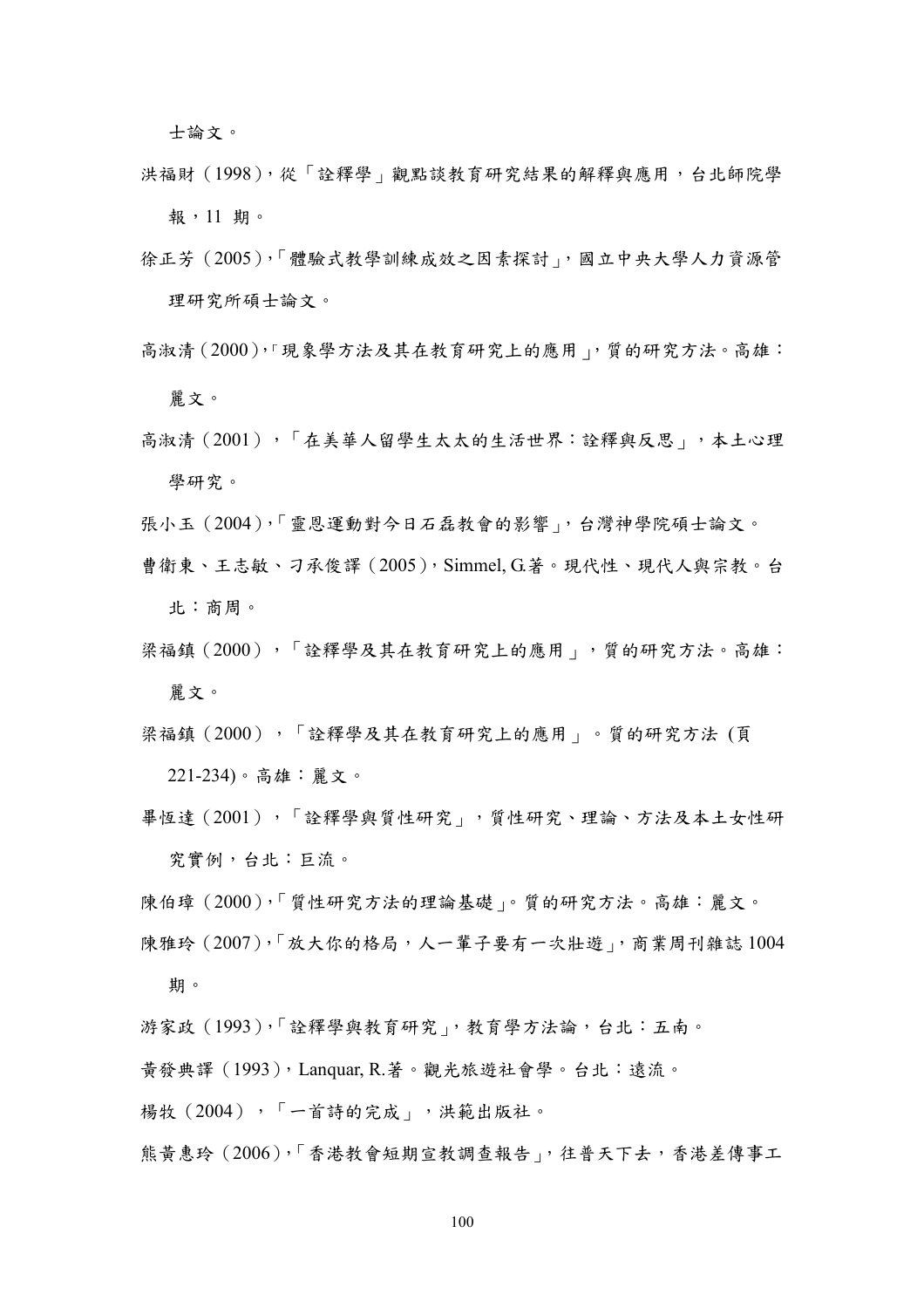士論文。

洪福財（1998），從「詮釋學」觀點談教育研究結果的解釋與應用，台北師院學報，11 期。

徐正芳（2005），「體驗式教學訓練成效之因素探討」，國立中央大學人力資源管理研究所碩士論文。

高淑清（2000），「現象學方法及其在教育研究上的應用」，質的研究方法。高雄：麗文。

高淑清（2001），「在美華人留學生太太的生活世界：詮釋與反思」，本土心理學研究。

張小玉（2004），「靈恩運動對今日石磊教會的影響」，台灣神學院碩士論文。

曹衛東、王志敏、刁承俊譯（2005），Simmel, G.著。現代性、現代人與宗教。台北：商周。

梁福鎮（2000），「詮釋學及其在教育研究上的應用」，質的研究方法。高雄：麗文。

梁福鎮（2000），「詮釋學及其在教育研究上的應用」。質的研究方法 (頁 221-234)。高雄：麗文。

畢恆達（2001），「詮釋學與質性研究」，質性研究、理論、方法及本土女性研究實例，台北：巨流。

陳伯璋（2000），「質性研究方法的理論基礎」。質的研究方法。高雄：麗文。

陳雅玲（2007），「放大你的格局，人一輩子要有一次壯遊」，商業周刊雜誌 1004 期。

游家政（1993），「詮釋學與教育研究」，教育學方法論，台北：五南。

黃發典譯（1993），Lanquar, R.著。觀光旅遊社會學。台北：遠流。

楊牧（2004），「一首詩的完成」，洪範出版社。

熊黃惠玲（2006），「香港教會短期宣教調查報告」，往普天下去，香港差傳事工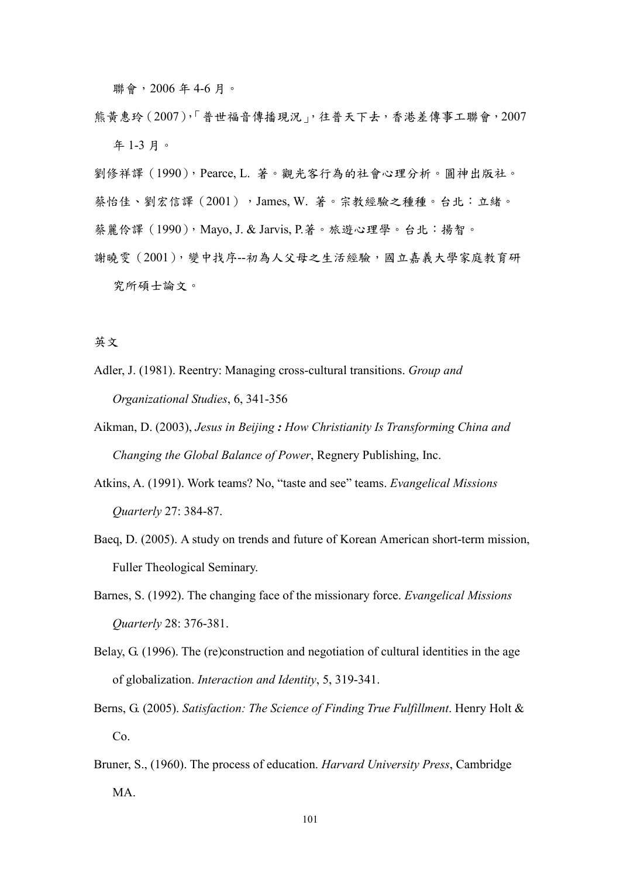聯會，2006 年 4-6 月。

熊黃惠玲（2007），「普世福音傳播現況」，往普天下去，香港差傳事工聯會，2007 年 1-3 月。

劉修祥譯（1990），Pearce, L. 著。觀光客行為的社會心理分析。圓神出版社。

蔡怡佳、劉宏信譯（2001），James, W. 著。宗教經驗之種種。台北：立緒。

蔡麗伶譯（1990），Mayo, J. & Jarvis, P.著。旅遊心理學。台北：揚智。

謝曉雯（2001），變中找序--初為人父母之生活經驗，國立嘉義大學家庭教育研究所碩士論文。

英文

Adler, J. (1981). Reentry: Managing cross-cultural transitions. *Group and Organizational Studies*, 6, 341-356

Aikman, D. (2003), *Jesus in Beijing : How Christianity Is Transforming China and Changing the Global Balance of Power*, Regnery Publishing, Inc.

Atkins, A. (1991). Work teams? No, "taste and see" teams. *Evangelical Missions Quarterly* 27: 384-87.

Baeq, D. (2005). A study on trends and future of Korean American short-term mission, Fuller Theological Seminary.

Barnes, S. (1992). The changing face of the missionary force. *Evangelical Missions Quarterly* 28: 376-381.

Belay, G. (1996). The (re)construction and negotiation of cultural identities in the age of globalization. *Interaction and Identity*, 5, 319-341.

Berns, G. (2005). *Satisfaction: The Science of Finding True Fulfillment*. Henry Holt & Co.

Bruner, S., (1960). The process of education. *Harvard University Press*, Cambridge MA.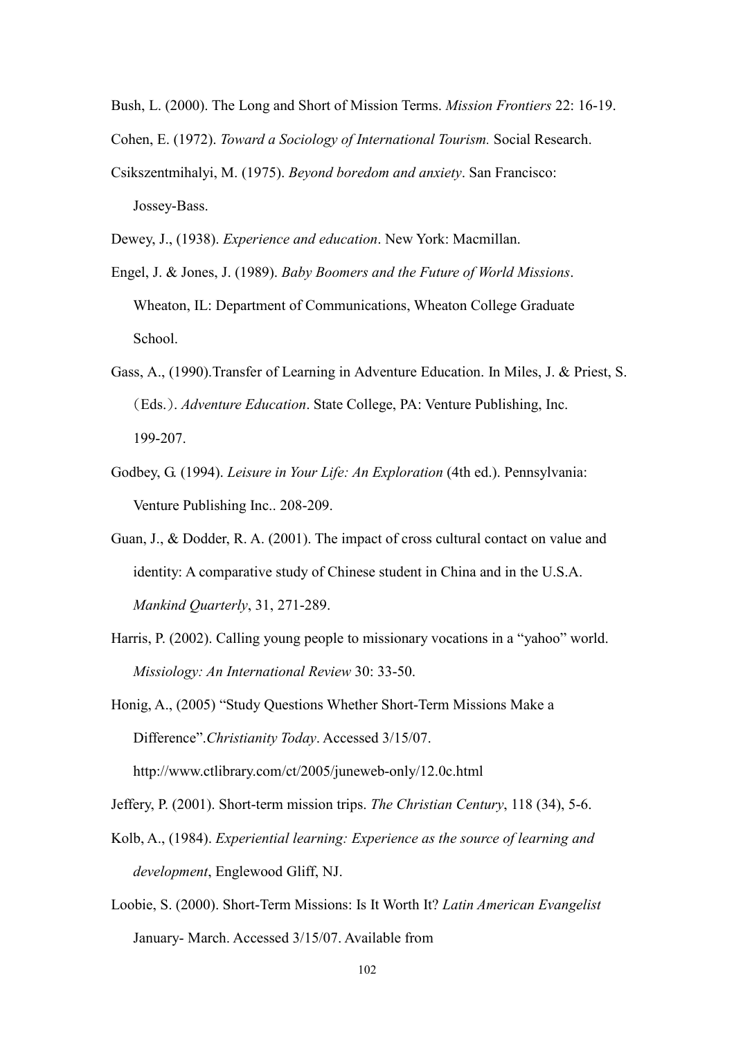Bush, L. (2000). The Long and Short of Mission Terms. *Mission Frontiers* 22: 16-19.

Cohen, E. (1972). *Toward a Sociology of International Tourism.* Social Research.

Csikszentmihalyi, M. (1975). *Beyond boredom and anxiety*. San Francisco: Jossey-Bass.

Dewey, J., (1938). *Experience and education*. New York: Macmillan.

Engel, J. & Jones, J. (1989). *Baby Boomers and the Future of World Missions*. Wheaton, IL: Department of Communications, Wheaton College Graduate School.

Gass, A., (1990).Transfer of Learning in Adventure Education. In Miles, J. & Priest, S.（Eds.）. *Adventure Education*. State College, PA: Venture Publishing, Inc. 199-207.

Godbey, G. (1994). *Leisure in Your Life: An Exploration* (4th ed.). Pennsylvania: Venture Publishing Inc.. 208-209.

Guan, J., & Dodder, R. A. (2001). The impact of cross cultural contact on value and identity: A comparative study of Chinese student in China and in the U.S.A. *Mankind Quarterly*, 31, 271-289.

Harris, P. (2002). Calling young people to missionary vocations in a "yahoo" world. *Missiology: An International Review* 30: 33-50.

Honig, A., (2005) "Study Questions Whether Short-Term Missions Make a Difference".*Christianity Today*. Accessed 3/15/07. http://www.ctlibrary.com/ct/2005/juneweb-only/12.0c.html

Jeffery, P. (2001). Short-term mission trips. *The Christian Century*, 118 (34), 5-6.

Kolb, A., (1984). *Experiential learning: Experience as the source of learning and development*, Englewood Gliff, NJ.

Loobie, S. (2000). Short-Term Missions: Is It Worth It? *Latin American Evangelist* January- March. Accessed 3/15/07. Available from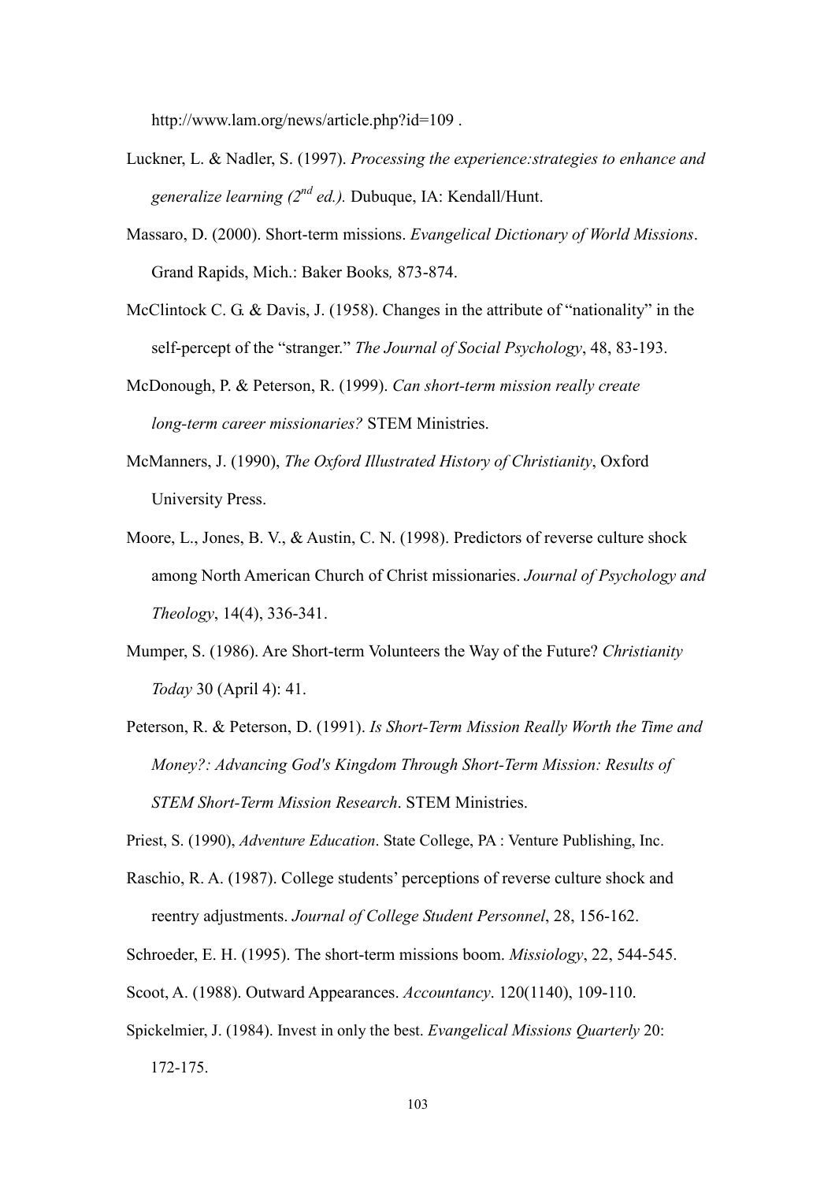http://www.lam.org/news/article.php?id=109 .

Luckner, L. & Nadler, S. (1997). *Processing the experience:strategies to enhance and generalize learning (2nd ed.).* Dubuque, IA: Kendall/Hunt.

Massaro, D. (2000). Short-term missions. *Evangelical Dictionary of World Missions*. Grand Rapids, Mich.: Baker Books, 873-874.

McClintock C. G. & Davis, J. (1958). Changes in the attribute of "nationality" in the self-percept of the "stranger." *The Journal of Social Psychology*, 48, 83-193.

McDonough, P. & Peterson, R. (1999). *Can short-term mission really create long-term career missionaries?* STEM Ministries.

McManners, J. (1990), *The Oxford Illustrated History of Christianity*, Oxford University Press.

Moore, L., Jones, B. V., & Austin, C. N. (1998). Predictors of reverse culture shock among North American Church of Christ missionaries. *Journal of Psychology and Theology*, 14(4), 336-341.

Mumper, S. (1986). Are Short-term Volunteers the Way of the Future? *Christianity Today* 30 (April 4): 41.

Peterson, R. & Peterson, D. (1991). *Is Short-Term Mission Really Worth the Time and Money?: Advancing God's Kingdom Through Short-Term Mission: Results of STEM Short-Term Mission Research*. STEM Ministries.

Priest, S. (1990), *Adventure Education*. State College, PA : Venture Publishing, Inc.

Raschio, R. A. (1987). College students' perceptions of reverse culture shock and reentry adjustments. *Journal of College Student Personnel*, 28, 156-162.

Schroeder, E. H. (1995). The short-term missions boom. *Missiology*, 22, 544-545.

Scoot, A. (1988). Outward Appearances. *Accountancy*. 120(1140), 109-110.

Spickelmier, J. (1984). Invest in only the best. *Evangelical Missions Quarterly* 20: 172-175.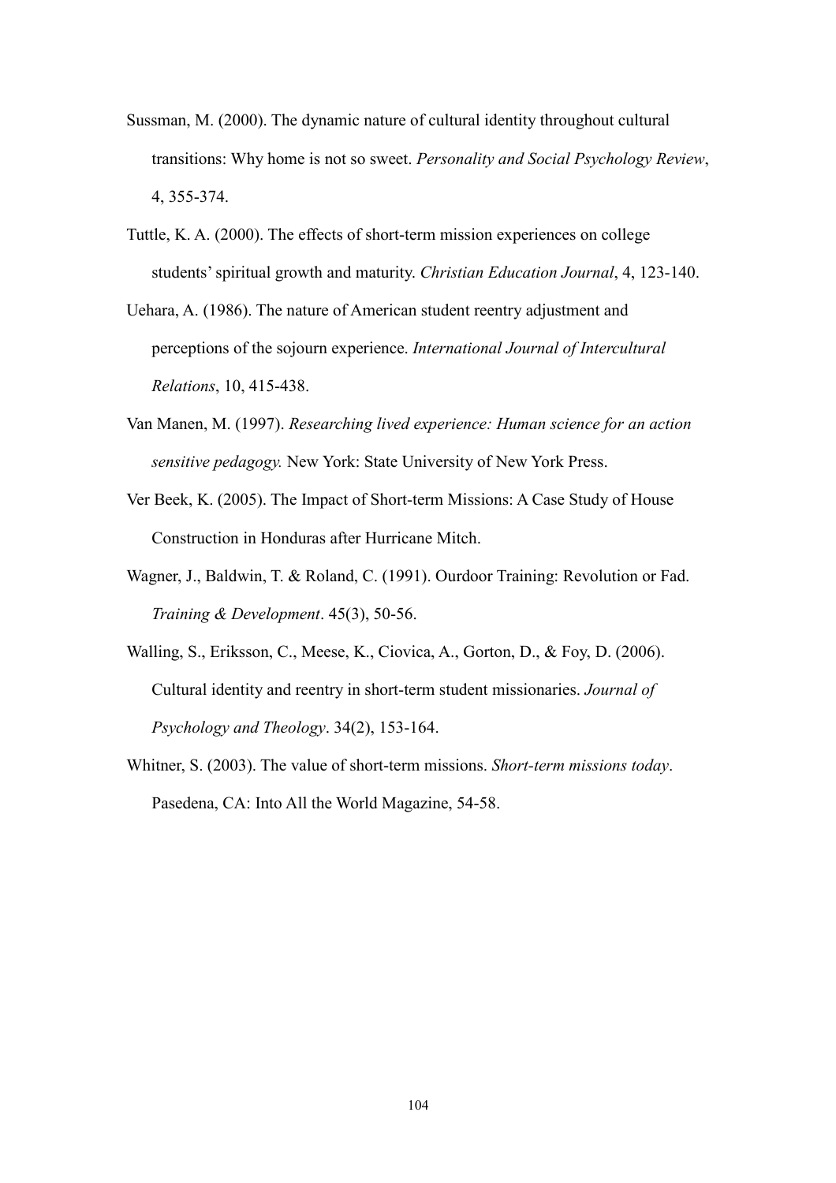Sussman, M. (2000). The dynamic nature of cultural identity throughout cultural transitions: Why home is not so sweet. *Personality and Social Psychology Review*, 4, 355-374.

Tuttle, K. A. (2000). The effects of short-term mission experiences on college students' spiritual growth and maturity. *Christian Education Journal*, 4, 123-140.

Uehara, A. (1986). The nature of American student reentry adjustment and perceptions of the sojourn experience. *International Journal of Intercultural Relations*, 10, 415-438.

Van Manen, M. (1997). *Researching lived experience: Human science for an action sensitive pedagogy.* New York: State University of New York Press.

Ver Beek, K. (2005). The Impact of Short-term Missions: A Case Study of House Construction in Honduras after Hurricane Mitch.

Wagner, J., Baldwin, T. & Roland, C. (1991). Ourdoor Training: Revolution or Fad. *Training & Development*. 45(3), 50-56.

Walling, S., Eriksson, C., Meese, K., Ciovica, A., Gorton, D., & Foy, D. (2006). Cultural identity and reentry in short-term student missionaries. *Journal of Psychology and Theology*. 34(2), 153-164.

Whitner, S. (2003). The value of short-term missions. *Short-term missions today*. Pasedena, CA: Into All the World Magazine, 54-58.